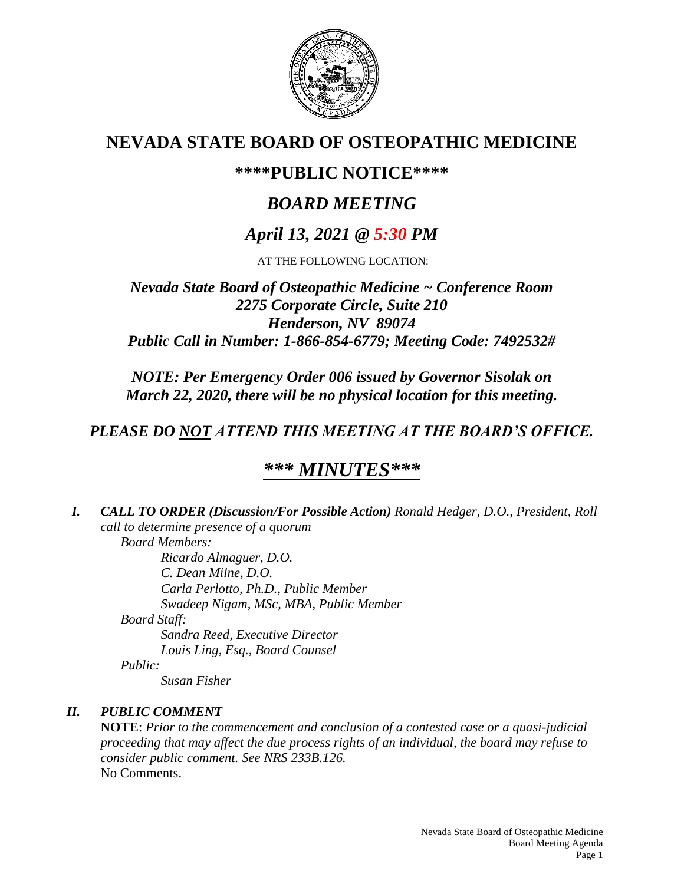# NEVADA STATE BOARD OF OSTEOPATHIC MEDICINE

## \*\*\*\*PUBLIC NOTICE\*\*\*\*

## *BOARD MEETING*

## *April 13, 2021 @ 5:30 PM*

AT THE FOLLOWING LOCATION:

***Nevada State Board of Osteopathic Medicine ~ Conference Room***
***2275 Corporate Circle, Suite 210***
***Henderson, NV 89074***
***Public Call in Number: 1-866-854-6779; Meeting Code: 7492532#***

***NOTE: Per Emergency Order 006 issued by Governor Sisolak on March 22, 2020, there will be no physical location for this meeting.***

***PLEASE DO NOT ATTEND THIS MEETING AT THE BOARD'S OFFICE.***

## *\*\*\* MINUTES\*\*\**

***I. CALL TO ORDER (Discussion/For Possible Action)*** *Ronald Hedger, D.O., President, Roll call to determine presence of a quorum*

*Board Members:*

*Ricardo Almaguer, D.O.*
*C. Dean Milne, D.O.*
*Carla Perlotto, Ph.D., Public Member*
*Swadeep Nigam, MSc, MBA, Public Member*

*Board Staff:*

*Sandra Reed, Executive Director*
*Louis Ling, Esq., Board Counsel*

*Public:*

*Susan Fisher*

***II. PUBLIC COMMENT***

**NOTE**: *Prior to the commencement and conclusion of a contested case or a quasi-judicial proceeding that may affect the due process rights of an individual, the board may refuse to consider public comment. See NRS 233B.126.*

No Comments.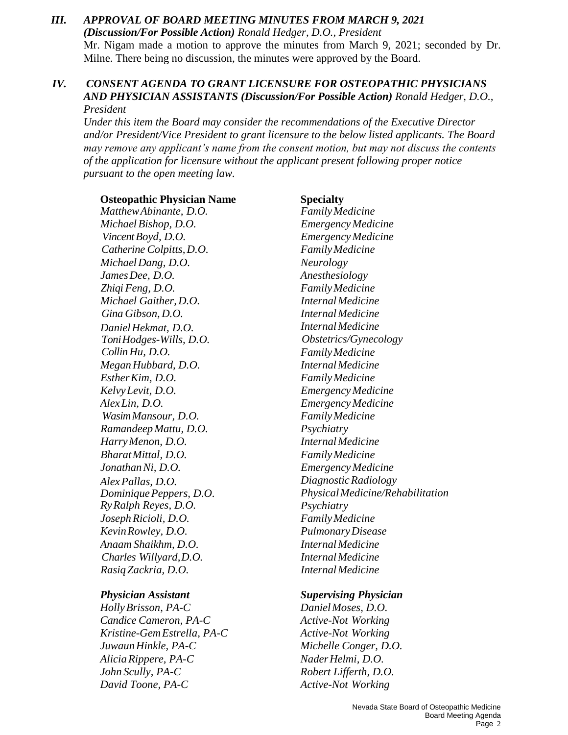### *III. APPROVAL OF BOARD MEETING MINUTES FROM MARCH 9, 2021*

***(Discussion/For Possible Action)*** *Ronald Hedger, D.O., President*

Mr. Nigam made a motion to approve the minutes from March 9, 2021; seconded by Dr. Milne. There being no discussion, the minutes were approved by the Board.

### *IV. CONSENT AGENDA TO GRANT LICENSURE FOR OSTEOPATHIC PHYSICIANS AND PHYSICIAN ASSISTANTS (Discussion/For Possible Action)* *Ronald Hedger, D.O., President*

*Under this item the Board may consider the recommendations of the Executive Director and/or President/Vice President to grant licensure to the below listed applicants. The Board may remove any applicant's name from the consent motion, but may not discuss the contents of the application for licensure without the applicant present following proper notice pursuant to the open meeting law.*

| **Osteopathic Physician Name** | **Specialty** |
|---|---|
| *Matthew Abinante, D.O.* | *Family Medicine* |
| *Michael Bishop, D.O.* | *Emergency Medicine* |
| *Vincent Boyd, D.O.* | *Emergency Medicine* |
| *Catherine Colpitts, D.O.* | *Family Medicine* |
| *Michael Dang, D.O.* | *Neurology* |
| *James Dee, D.O.* | *Anesthesiology* |
| *Zhiqi Feng, D.O.* | *Family Medicine* |
| *Michael Gaither, D.O.* | *Internal Medicine* |
| *Gina Gibson, D.O.* | *Internal Medicine* |
| *Daniel Hekmat, D.O.* | *Internal Medicine* |
| *Toni Hodges-Wills, D.O.* | *Obstetrics/Gynecology* |
| *Collin Hu, D.O.* | *Family Medicine* |
| *Megan Hubbard, D.O.* | *Internal Medicine* |
| *Esther Kim, D.O.* | *Family Medicine* |
| *Kelvy Levit, D.O.* | *Emergency Medicine* |
| *Alex Lin, D.O.* | *Emergency Medicine* |
| *Wasim Mansour, D.O.* | *Family Medicine* |
| *Ramandeep Mattu, D.O.* | *Psychiatry* |
| *Harry Menon, D.O.* | *Internal Medicine* |
| *Bharat Mittal, D.O.* | *Family Medicine* |
| *Jonathan Ni, D.O.* | *Emergency Medicine* |
| *Alex Pallas, D.O.* | *Diagnostic Radiology* |
| *Dominique Peppers, D.O.* | *Physical Medicine/Rehabilitation* |
| *Ry Ralph Reyes, D.O.* | *Psychiatry* |
| *Joseph Ricioli, D.O.* | *Family Medicine* |
| *Kevin Rowley, D.O.* | *Pulmonary Disease* |
| *Anaam Shaikhm, D.O.* | *Internal Medicine* |
| *Charles Willyard, D.O.* | *Internal Medicine* |
| *Rasiq Zackria, D.O.* | *Internal Medicine* |

| ***Physician Assistant*** | ***Supervising Physician*** |
|---|---|
| *Holly Brisson, PA-C* | *Daniel Moses, D.O.* |
| *Candice Cameron, PA-C* | *Active-Not Working* |
| *Kristine-Gem Estrella, PA-C* | *Active-Not Working* |
| *Juwaun Hinkle, PA-C* | *Michelle Conger, D.O.* |
| *Alicia Rippere, PA-C* | *Nader Helmi, D.O.* |
| *John Scully, PA-C* | *Robert Lifferth, D.O.* |
| *David Toone, PA-C* | *Active-Not Working* |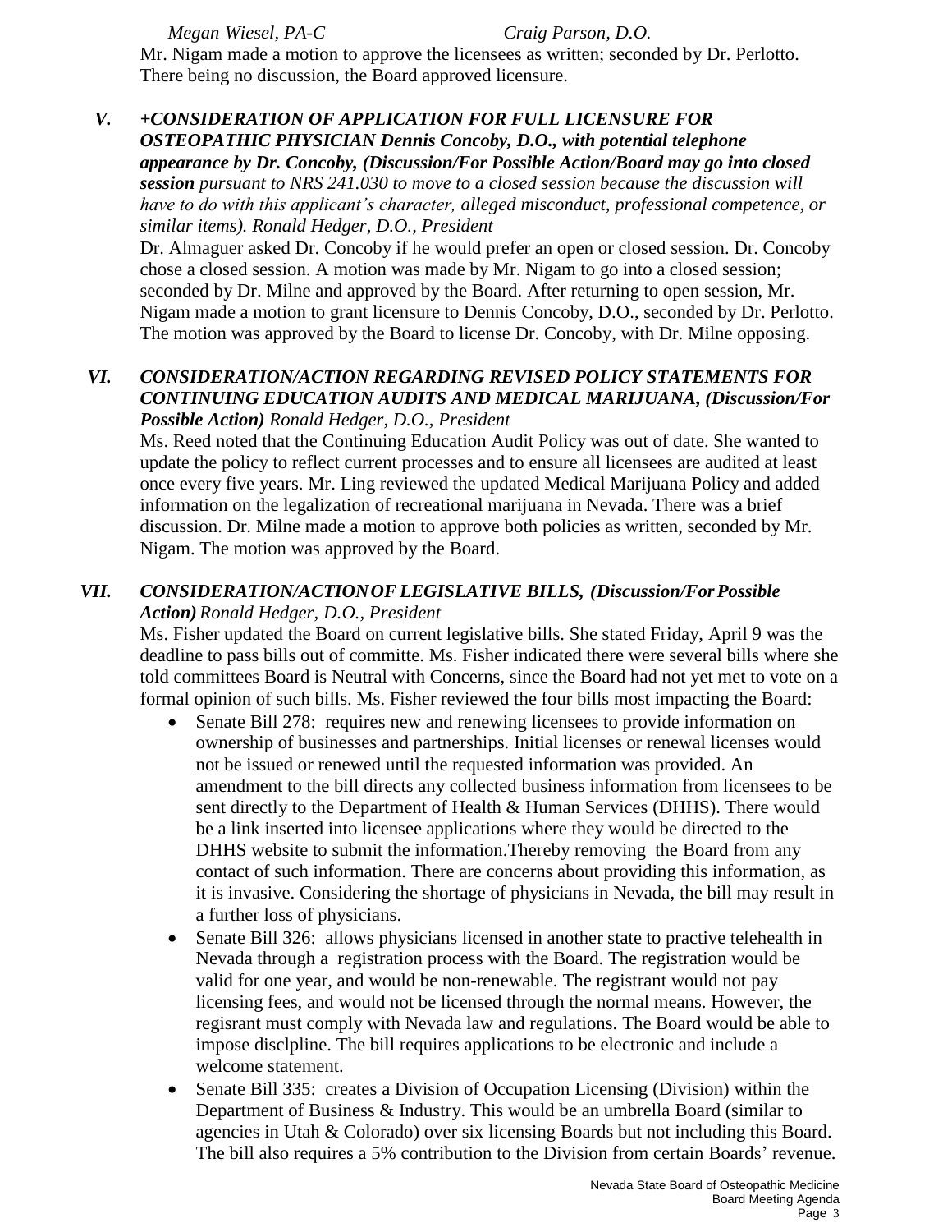*Megan Wiesel, PA-C* *Craig Parson, D.O.*

Mr. Nigam made a motion to approve the licensees as written; seconded by Dr. Perlotto. There being no discussion, the Board approved licensure.

## V. *+CONSIDERATION OF APPLICATION FOR FULL LICENSURE FOR OSTEOPATHIC PHYSICIAN Dennis Concoby, D.O., with potential telephone appearance by Dr. Concoby, (Discussion/For Possible Action/Board may go into closed session pursuant to NRS 241.030 to move to a closed session because the discussion will have to do with this applicant's character, alleged misconduct, professional competence, or similar items). Ronald Hedger, D.O., President*

Dr. Almaguer asked Dr. Concoby if he would prefer an open or closed session. Dr. Concoby chose a closed session. A motion was made by Mr. Nigam to go into a closed session; seconded by Dr. Milne and approved by the Board. After returning to open session, Mr. Nigam made a motion to grant licensure to Dennis Concoby, D.O., seconded by Dr. Perlotto. The motion was approved by the Board to license Dr. Concoby, with Dr. Milne opposing.

## VI. *CONSIDERATION/ACTION REGARDING REVISED POLICY STATEMENTS FOR CONTINUING EDUCATION AUDITS AND MEDICAL MARIJUANA, (Discussion/For Possible Action) Ronald Hedger, D.O., President*

Ms. Reed noted that the Continuing Education Audit Policy was out of date. She wanted to update the policy to reflect current processes and to ensure all licensees are audited at least once every five years. Mr. Ling reviewed the updated Medical Marijuana Policy and added information on the legalization of recreational marijuana in Nevada. There was a brief discussion. Dr. Milne made a motion to approve both policies as written, seconded by Mr. Nigam. The motion was approved by the Board.

## VII. *CONSIDERATION/ACTION OF LEGISLATIVE BILLS, (Discussion/For Possible Action) Ronald Hedger, D.O., President*

Ms. Fisher updated the Board on current legislative bills. She stated Friday, April 9 was the deadline to pass bills out of committe. Ms. Fisher indicated there were several bills where she told committees Board is Neutral with Concerns, since the Board had not yet met to vote on a formal opinion of such bills. Ms. Fisher reviewed the four bills most impacting the Board:

- Senate Bill 278: requires new and renewing licensees to provide information on ownership of businesses and partnerships. Initial licenses or renewal licenses would not be issued or renewed until the requested information was provided. An amendment to the bill directs any collected business information from licensees to be sent directly to the Department of Health & Human Services (DHHS). There would be a link inserted into licensee applications where they would be directed to the DHHS website to submit the information.Thereby removing the Board from any contact of such information. There are concerns about providing this information, as it is invasive. Considering the shortage of physicians in Nevada, the bill may result in a further loss of physicians.
- Senate Bill 326: allows physicians licensed in another state to practive telehealth in Nevada through a registration process with the Board. The registration would be valid for one year, and would be non-renewable. The registrant would not pay licensing fees, and would not be licensed through the normal means. However, the regisrant must comply with Nevada law and regulations. The Board would be able to impose disclpline. The bill requires applications to be electronic and include a welcome statement.
- Senate Bill 335: creates a Division of Occupation Licensing (Division) within the Department of Business & Industry. This would be an umbrella Board (similar to agencies in Utah & Colorado) over six licensing Boards but not including this Board. The bill also requires a 5% contribution to the Division from certain Boards' revenue.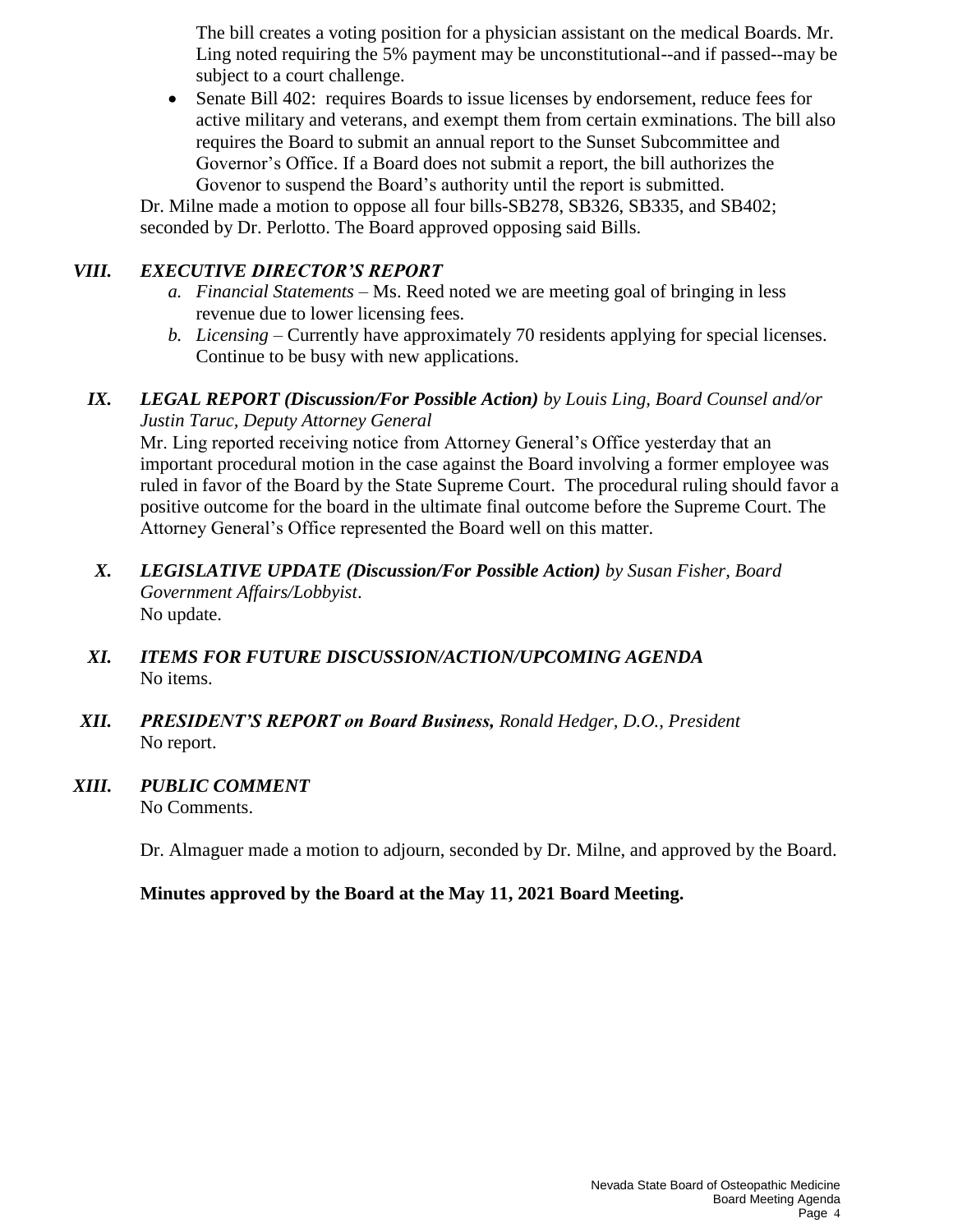The bill creates a voting position for a physician assistant on the medical Boards. Mr. Ling noted requiring the 5% payment may be unconstitutional--and if passed--may be subject to a court challenge.

- Senate Bill 402: requires Boards to issue licenses by endorsement, reduce fees for active military and veterans, and exempt them from certain exminations. The bill also requires the Board to submit an annual report to the Sunset Subcommittee and Governor's Office. If a Board does not submit a report, the bill authorizes the Govenor to suspend the Board's authority until the report is submitted.

Dr. Milne made a motion to oppose all four bills-SB278, SB326, SB335, and SB402; seconded by Dr. Perlotto. The Board approved opposing said Bills.

## *VIII. EXECUTIVE DIRECTOR'S REPORT*

a. *Financial Statements* – Ms. Reed noted we are meeting goal of bringing in less revenue due to lower licensing fees.

b. *Licensing* – Currently have approximately 70 residents applying for special licenses. Continue to be busy with new applications.

## *IX. LEGAL REPORT (Discussion/For Possible Action) by Louis Ling, Board Counsel and/or Justin Taruc, Deputy Attorney General*

Mr. Ling reported receiving notice from Attorney General's Office yesterday that an important procedural motion in the case against the Board involving a former employee was ruled in favor of the Board by the State Supreme Court. The procedural ruling should favor a positive outcome for the board in the ultimate final outcome before the Supreme Court. The Attorney General's Office represented the Board well on this matter.

## *X. LEGISLATIVE UPDATE (Discussion/For Possible Action) by Susan Fisher, Board Government Affairs/Lobbyist.*

No update.

## *XI. ITEMS FOR FUTURE DISCUSSION/ACTION/UPCOMING AGENDA*

No items.

## *XII. PRESIDENT'S REPORT on Board Business, Ronald Hedger, D.O., President*

No report.

## *XIII. PUBLIC COMMENT*

No Comments.

Dr. Almaguer made a motion to adjourn, seconded by Dr. Milne, and approved by the Board.

**Minutes approved by the Board at the May 11, 2021 Board Meeting.**